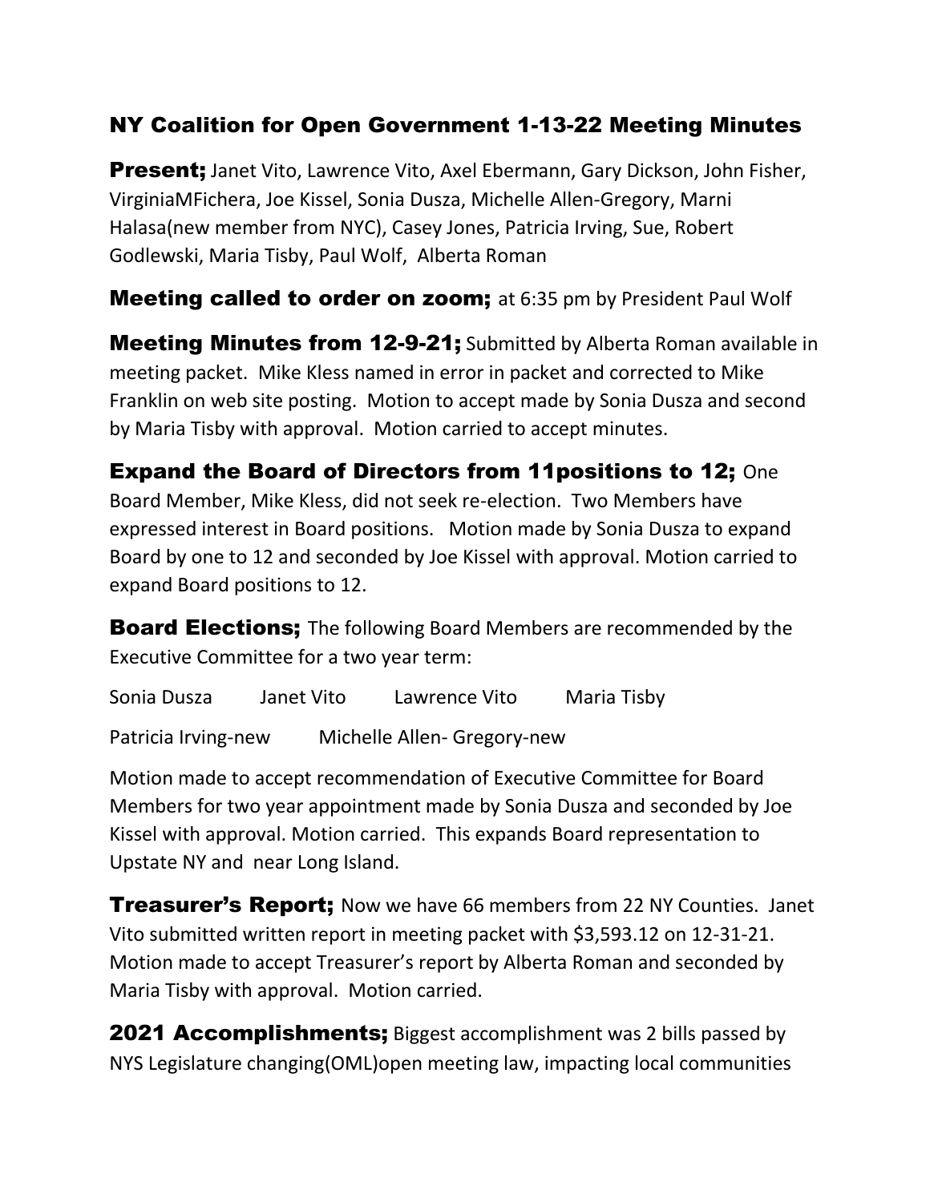# NY Coalition for Open Government 1-13-22 Meeting Minutes

**Present;** Janet Vito, Lawrence Vito, Axel Ebermann, Gary Dickson, John Fisher, VirginiaMFichera, Joe Kissel, Sonia Dusza, Michelle Allen-Gregory, Marni Halasa(new member from NYC), Casey Jones, Patricia Irving, Sue, Robert Godlewski, Maria Tisby, Paul Wolf, Alberta Roman

**Meeting called to order on zoom;** at 6:35 pm by President Paul Wolf

**Meeting Minutes from 12-9-21;** Submitted by Alberta Roman available in meeting packet. Mike Kless named in error in packet and corrected to Mike Franklin on web site posting. Motion to accept made by Sonia Dusza and second by Maria Tisby with approval. Motion carried to accept minutes.

**Expand the Board of Directors from 11positions to 12;** One Board Member, Mike Kless, did not seek re-election. Two Members have expressed interest in Board positions. Motion made by Sonia Dusza to expand Board by one to 12 and seconded by Joe Kissel with approval. Motion carried to expand Board positions to 12.

**Board Elections;** The following Board Members are recommended by the Executive Committee for a two year term:

Sonia Dusza     Janet Vito     Lawrence Vito     Maria Tisby

Patricia Irving-new     Michelle Allen- Gregory-new

Motion made to accept recommendation of Executive Committee for Board Members for two year appointment made by Sonia Dusza and seconded by Joe Kissel with approval. Motion carried. This expands Board representation to Upstate NY and near Long Island.

**Treasurer's Report;** Now we have 66 members from 22 NY Counties. Janet Vito submitted written report in meeting packet with $3,593.12 on 12-31-21. Motion made to accept Treasurer's report by Alberta Roman and seconded by Maria Tisby with approval. Motion carried.

**2021 Accomplishments;** Biggest accomplishment was 2 bills passed by NYS Legislature changing(OML)open meeting law, impacting local communities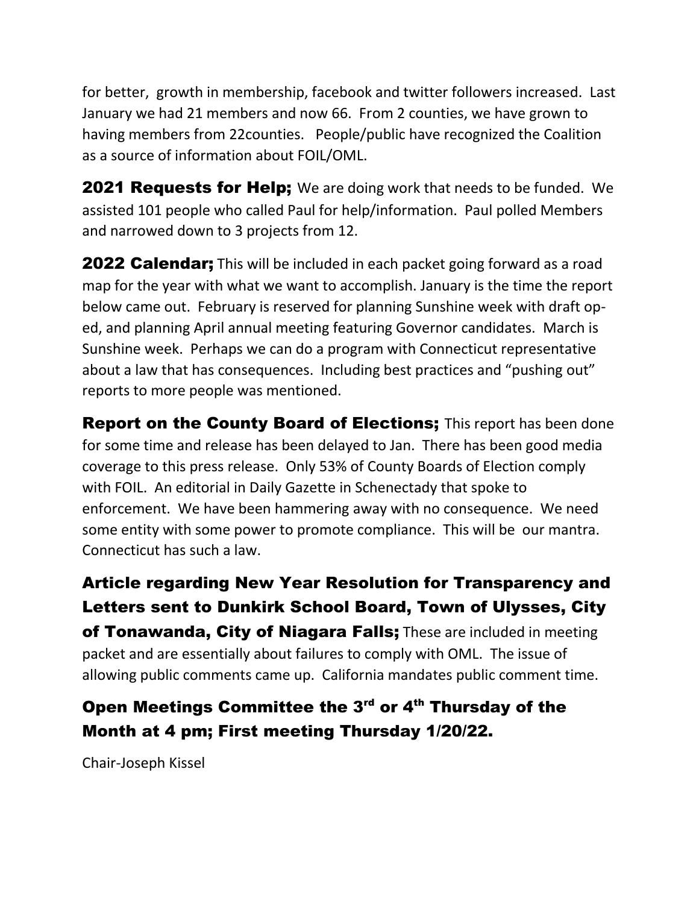for better,  growth in membership, facebook and twitter followers increased.  Last January we had 21 members and now 66.  From 2 counties, we have grown to having members from 22counties.   People/public have recognized the Coalition as a source of information about FOIL/OML.

**2021 Requests for Help;** We are doing work that needs to be funded.  We assisted 101 people who called Paul for help/information.  Paul polled Members and narrowed down to 3 projects from 12.

**2022 Calendar;** This will be included in each packet going forward as a road map for the year with what we want to accomplish. January is the time the report below came out.  February is reserved for planning Sunshine week with draft op-ed, and planning April annual meeting featuring Governor candidates.  March is Sunshine week.  Perhaps we can do a program with Connecticut representative about a law that has consequences.  Including best practices and "pushing out" reports to more people was mentioned.

**Report on the County Board of Elections;** This report has been done for some time and release has been delayed to Jan.  There has been good media coverage to this press release.  Only 53% of County Boards of Election comply with FOIL.  An editorial in Daily Gazette in Schenectady that spoke to enforcement.  We have been hammering away with no consequence.  We need some entity with some power to promote compliance.  This will be  our mantra.  Connecticut has such a law.

**Article regarding New Year Resolution for Transparency and Letters sent to Dunkirk School Board, Town of Ulysses, City of Tonawanda, City of Niagara Falls;** These are included in meeting packet and are essentially about failures to comply with OML.  The issue of allowing public comments came up.  California mandates public comment time.

## Open Meetings Committee the 3rd or 4th Thursday of the Month at 4 pm; First meeting Thursday 1/20/22.

Chair-Joseph Kissel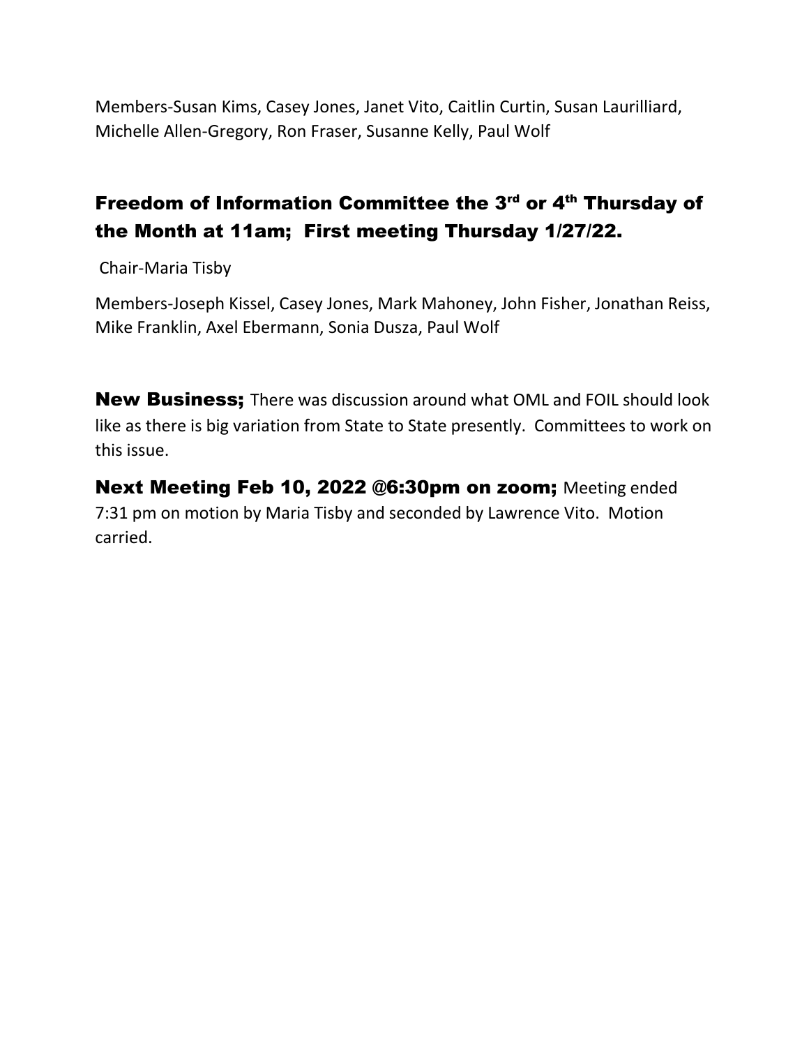Members-Susan Kims, Casey Jones, Janet Vito, Caitlin Curtin, Susan Laurilliard, Michelle Allen-Gregory, Ron Fraser, Susanne Kelly, Paul Wolf

## Freedom of Information Committee the 3rd or 4th Thursday of the Month at 11am; First meeting Thursday 1/27/22.

Chair-Maria Tisby

Members-Joseph Kissel, Casey Jones, Mark Mahoney, John Fisher, Jonathan Reiss, Mike Franklin, Axel Ebermann, Sonia Dusza, Paul Wolf

**New Business;** There was discussion around what OML and FOIL should look like as there is big variation from State to State presently. Committees to work on this issue.

**Next Meeting Feb 10, 2022 @6:30pm on zoom;** Meeting ended 7:31 pm on motion by Maria Tisby and seconded by Lawrence Vito. Motion carried.